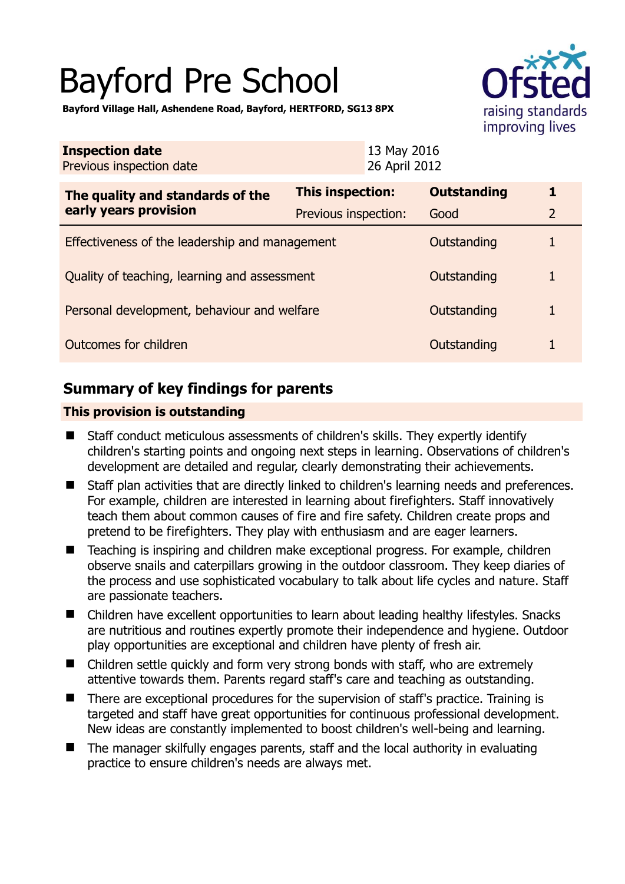# Bayford Pre School

**Bayford Village Hall, Ashendene Road, Bayford, HERTFORD, SG13 8PX**

| | |
|---|---|
| **Inspection date** | 13 May 2016 |
| Previous inspection date | 26 April 2012 |

| The quality and standards of the early years provision | | | |
|---|---|---|---|
| **The quality and standards of the early years provision** | **This inspection:** | **Outstanding** | **1** |
| | Previous inspection: | Good | 2 |
| Effectiveness of the leadership and management | | Outstanding | 1 |
| Quality of teaching, learning and assessment | | Outstanding | 1 |
| Personal development, behaviour and welfare | | Outstanding | 1 |
| Outcomes for children | | Outstanding | 1 |

## Summary of key findings for parents

**This provision is outstanding**

- Staff conduct meticulous assessments of children's skills. They expertly identify children's starting points and ongoing next steps in learning. Observations of children's development are detailed and regular, clearly demonstrating their achievements.
- Staff plan activities that are directly linked to children's learning needs and preferences. For example, children are interested in learning about firefighters. Staff innovatively teach them about common causes of fire and fire safety. Children create props and pretend to be firefighters. They play with enthusiasm and are eager learners.
- Teaching is inspiring and children make exceptional progress. For example, children observe snails and caterpillars growing in the outdoor classroom. They keep diaries of the process and use sophisticated vocabulary to talk about life cycles and nature. Staff are passionate teachers.
- Children have excellent opportunities to learn about leading healthy lifestyles. Snacks are nutritious and routines expertly promote their independence and hygiene. Outdoor play opportunities are exceptional and children have plenty of fresh air.
- Children settle quickly and form very strong bonds with staff, who are extremely attentive towards them. Parents regard staff's care and teaching as outstanding.
- There are exceptional procedures for the supervision of staff's practice. Training is targeted and staff have great opportunities for continuous professional development. New ideas are constantly implemented to boost children's well-being and learning.
- The manager skilfully engages parents, staff and the local authority in evaluating practice to ensure children's needs are always met.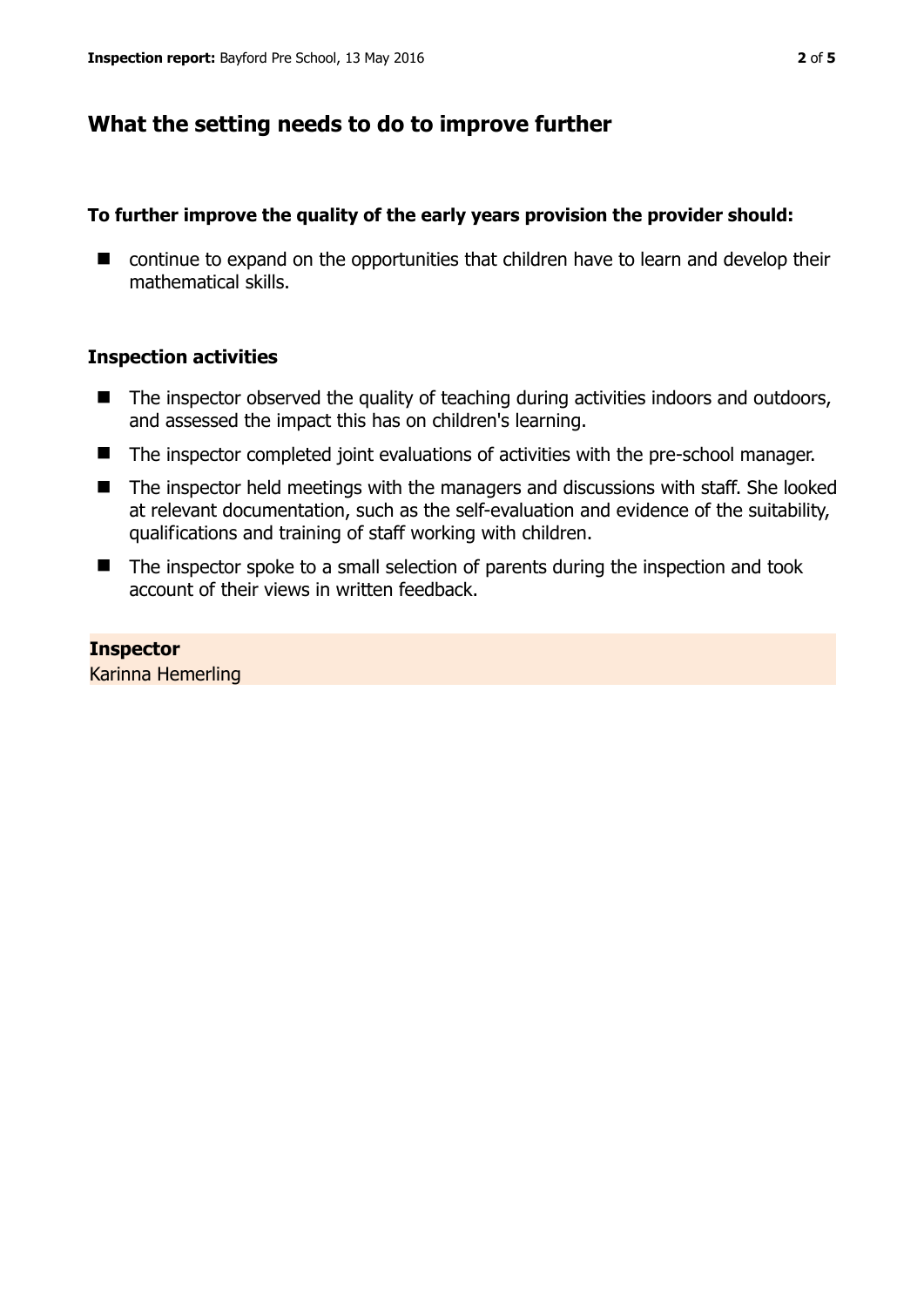## What the setting needs to do to improve further

### To further improve the quality of the early years provision the provider should:

- continue to expand on the opportunities that children have to learn and develop their mathematical skills.

### Inspection activities

- The inspector observed the quality of teaching during activities indoors and outdoors, and assessed the impact this has on children's learning.
- The inspector completed joint evaluations of activities with the pre-school manager.
- The inspector held meetings with the managers and discussions with staff. She looked at relevant documentation, such as the self-evaluation and evidence of the suitability, qualifications and training of staff working with children.
- The inspector spoke to a small selection of parents during the inspection and took account of their views in written feedback.

**Inspector**
Karinna Hemerling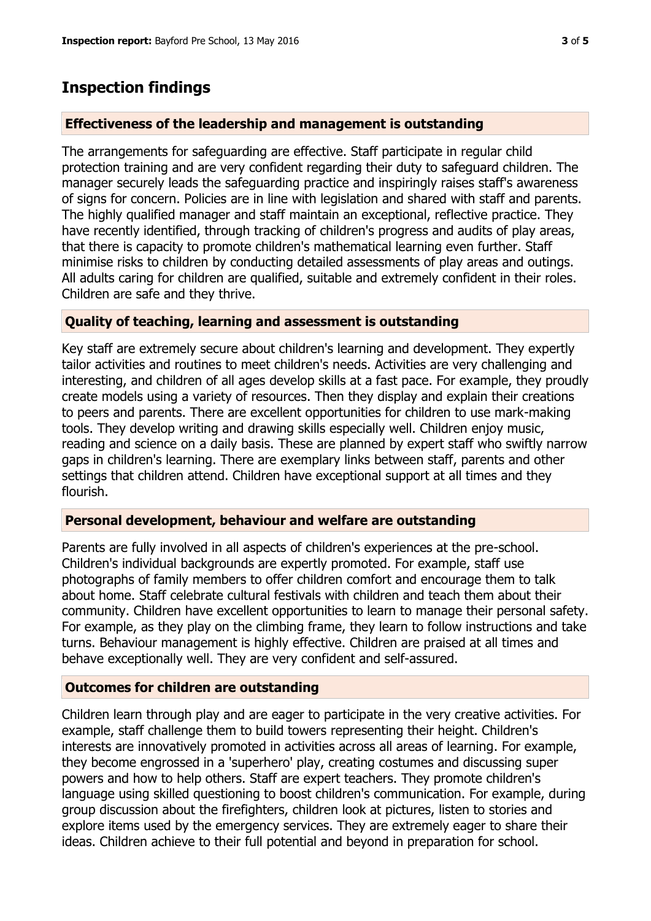# Inspection findings

## Effectiveness of the leadership and management is outstanding

The arrangements for safeguarding are effective. Staff participate in regular child protection training and are very confident regarding their duty to safeguard children. The manager securely leads the safeguarding practice and inspiringly raises staff's awareness of signs for concern. Policies are in line with legislation and shared with staff and parents. The highly qualified manager and staff maintain an exceptional, reflective practice. They have recently identified, through tracking of children's progress and audits of play areas, that there is capacity to promote children's mathematical learning even further. Staff minimise risks to children by conducting detailed assessments of play areas and outings. All adults caring for children are qualified, suitable and extremely confident in their roles. Children are safe and they thrive.

## Quality of teaching, learning and assessment is outstanding

Key staff are extremely secure about children's learning and development. They expertly tailor activities and routines to meet children's needs. Activities are very challenging and interesting, and children of all ages develop skills at a fast pace. For example, they proudly create models using a variety of resources. Then they display and explain their creations to peers and parents. There are excellent opportunities for children to use mark-making tools. They develop writing and drawing skills especially well. Children enjoy music, reading and science on a daily basis. These are planned by expert staff who swiftly narrow gaps in children's learning. There are exemplary links between staff, parents and other settings that children attend. Children have exceptional support at all times and they flourish.

## Personal development, behaviour and welfare are outstanding

Parents are fully involved in all aspects of children's experiences at the pre-school. Children's individual backgrounds are expertly promoted. For example, staff use photographs of family members to offer children comfort and encourage them to talk about home. Staff celebrate cultural festivals with children and teach them about their community. Children have excellent opportunities to learn to manage their personal safety. For example, as they play on the climbing frame, they learn to follow instructions and take turns. Behaviour management is highly effective. Children are praised at all times and behave exceptionally well. They are very confident and self-assured.

## Outcomes for children are outstanding

Children learn through play and are eager to participate in the very creative activities. For example, staff challenge them to build towers representing their height. Children's interests are innovatively promoted in activities across all areas of learning. For example, they become engrossed in a 'superhero' play, creating costumes and discussing super powers and how to help others. Staff are expert teachers. They promote children's language using skilled questioning to boost children's communication. For example, during group discussion about the firefighters, children look at pictures, listen to stories and explore items used by the emergency services. They are extremely eager to share their ideas. Children achieve to their full potential and beyond in preparation for school.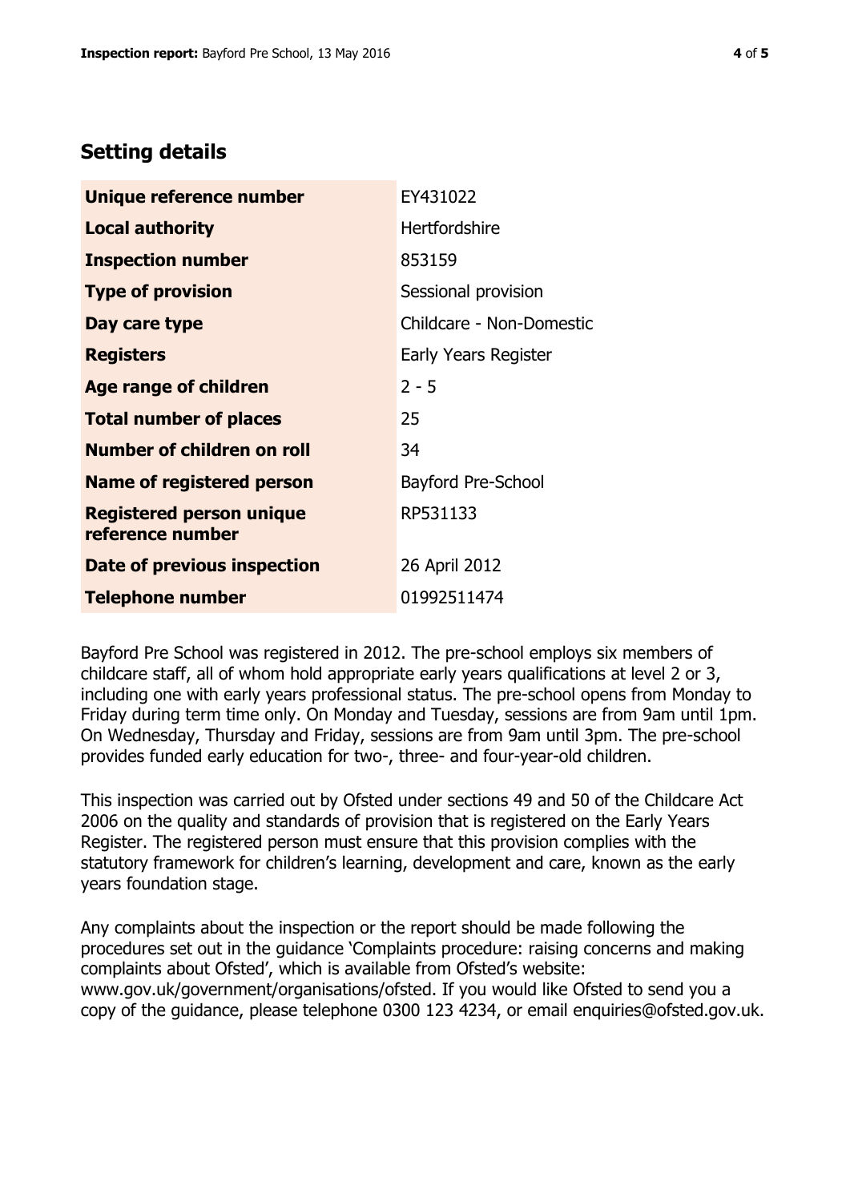## Setting details

| | |
|---|---|
| **Unique reference number** | EY431022 |
| **Local authority** | Hertfordshire |
| **Inspection number** | 853159 |
| **Type of provision** | Sessional provision |
| **Day care type** | Childcare - Non-Domestic |
| **Registers** | Early Years Register |
| **Age range of children** | 2 - 5 |
| **Total number of places** | 25 |
| **Number of children on roll** | 34 |
| **Name of registered person** | Bayford Pre-School |
| **Registered person unique reference number** | RP531133 |
| **Date of previous inspection** | 26 April 2012 |
| **Telephone number** | 01992511474 |

Bayford Pre School was registered in 2012. The pre-school employs six members of childcare staff, all of whom hold appropriate early years qualifications at level 2 or 3, including one with early years professional status. The pre-school opens from Monday to Friday during term time only. On Monday and Tuesday, sessions are from 9am until 1pm. On Wednesday, Thursday and Friday, sessions are from 9am until 3pm. The pre-school provides funded early education for two-, three- and four-year-old children.

This inspection was carried out by Ofsted under sections 49 and 50 of the Childcare Act 2006 on the quality and standards of provision that is registered on the Early Years Register. The registered person must ensure that this provision complies with the statutory framework for children's learning, development and care, known as the early years foundation stage.

Any complaints about the inspection or the report should be made following the procedures set out in the guidance 'Complaints procedure: raising concerns and making complaints about Ofsted', which is available from Ofsted's website: www.gov.uk/government/organisations/ofsted. If you would like Ofsted to send you a copy of the guidance, please telephone 0300 123 4234, or email enquiries@ofsted.gov.uk.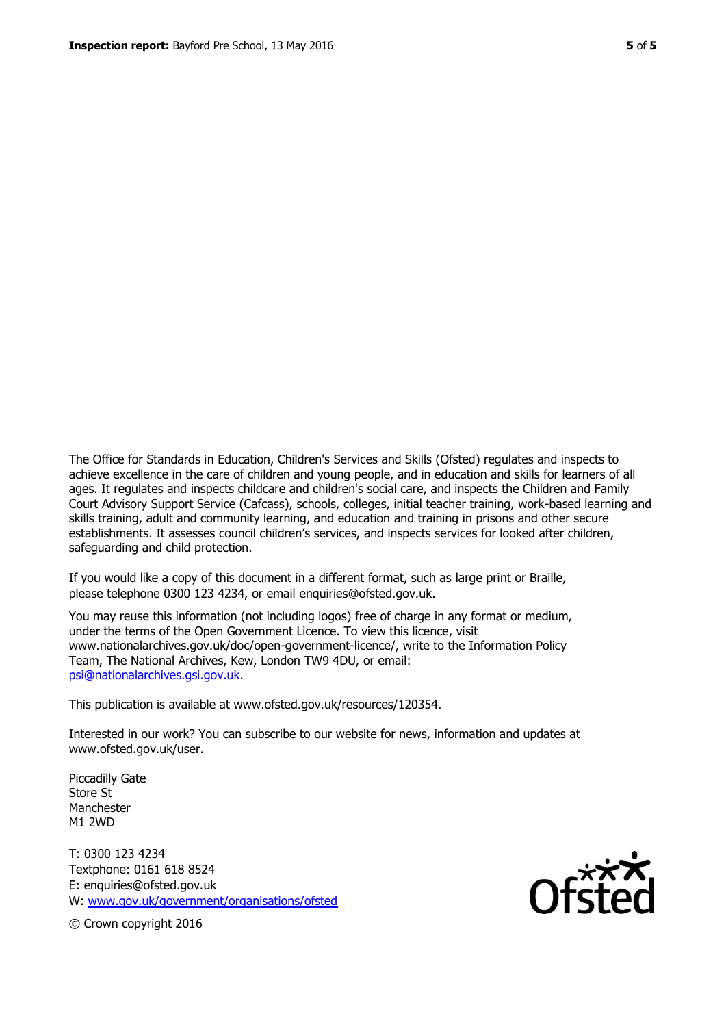The Office for Standards in Education, Children's Services and Skills (Ofsted) regulates and inspects to achieve excellence in the care of children and young people, and in education and skills for learners of all ages. It regulates and inspects childcare and children's social care, and inspects the Children and Family Court Advisory Support Service (Cafcass), schools, colleges, initial teacher training, work-based learning and skills training, adult and community learning, and education and training in prisons and other secure establishments. It assesses council children's services, and inspects services for looked after children, safeguarding and child protection.

If you would like a copy of this document in a different format, such as large print or Braille, please telephone 0300 123 4234, or email enquiries@ofsted.gov.uk.

You may reuse this information (not including logos) free of charge in any format or medium, under the terms of the Open Government Licence. To view this licence, visit www.nationalarchives.gov.uk/doc/open-government-licence/, write to the Information Policy Team, The National Archives, Kew, London TW9 4DU, or email: psi@nationalarchives.gsi.gov.uk.

This publication is available at www.ofsted.gov.uk/resources/120354.

Interested in our work? You can subscribe to our website for news, information and updates at www.ofsted.gov.uk/user.

Piccadilly Gate
Store St
Manchester
M1 2WD

T: 0300 123 4234
Textphone: 0161 618 8524
E: enquiries@ofsted.gov.uk
W: www.gov.uk/government/organisations/ofsted

© Crown copyright 2016